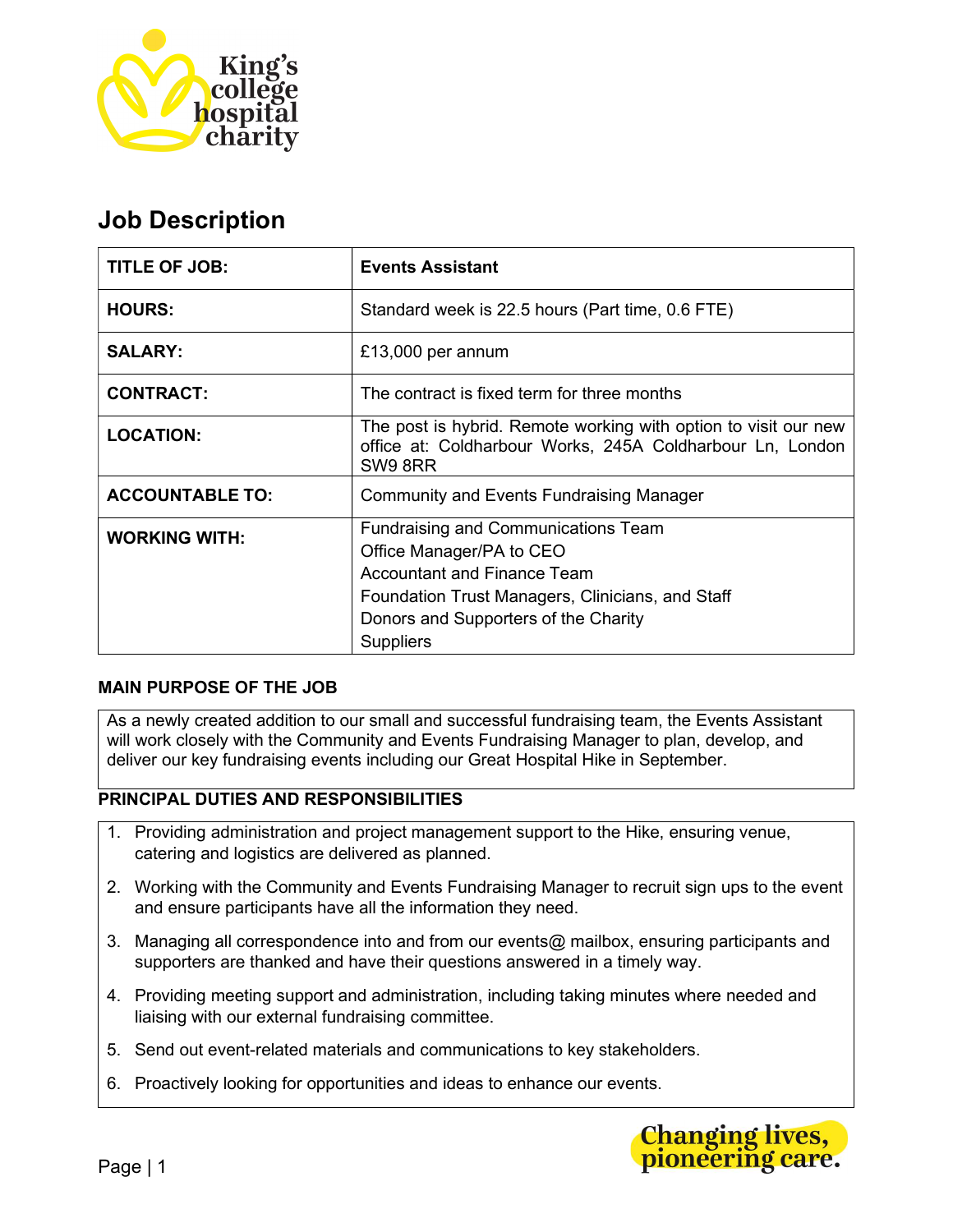King's college hospital charity

# Job Description

| | |
|---|---|
| **TITLE OF JOB:** | **Events Assistant** |
| **HOURS:** | Standard week is 22.5 hours (Part time, 0.6 FTE) |
| **SALARY:** | £13,000 per annum |
| **CONTRACT:** | The contract is fixed term for three months |
| **LOCATION:** | The post is hybrid. Remote working with option to visit our new office at: Coldharbour Works, 245A Coldharbour Ln, London SW9 8RR |
| **ACCOUNTABLE TO:** | Community and Events Fundraising Manager |
| **WORKING WITH:** | Fundraising and Communications Team<br>Office Manager/PA to CEO<br>Accountant and Finance Team<br>Foundation Trust Managers, Clinicians, and Staff<br>Donors and Supporters of the Charity<br>Suppliers |

## MAIN PURPOSE OF THE JOB

As a newly created addition to our small and successful fundraising team, the Events Assistant will work closely with the Community and Events Fundraising Manager to plan, develop, and deliver our key fundraising events including our Great Hospital Hike in September.

## PRINCIPAL DUTIES AND RESPONSIBILITIES

1. Providing administration and project management support to the Hike, ensuring venue, catering and logistics are delivered as planned.
2. Working with the Community and Events Fundraising Manager to recruit sign ups to the event and ensure participants have all the information they need.
3. Managing all correspondence into and from our events@ mailbox, ensuring participants and supporters are thanked and have their questions answered in a timely way.
4. Providing meeting support and administration, including taking minutes where needed and liaising with our external fundraising committee.
5. Send out event-related materials and communications to key stakeholders.
6. Proactively looking for opportunities and ideas to enhance our events.

Changing lives, pioneering care.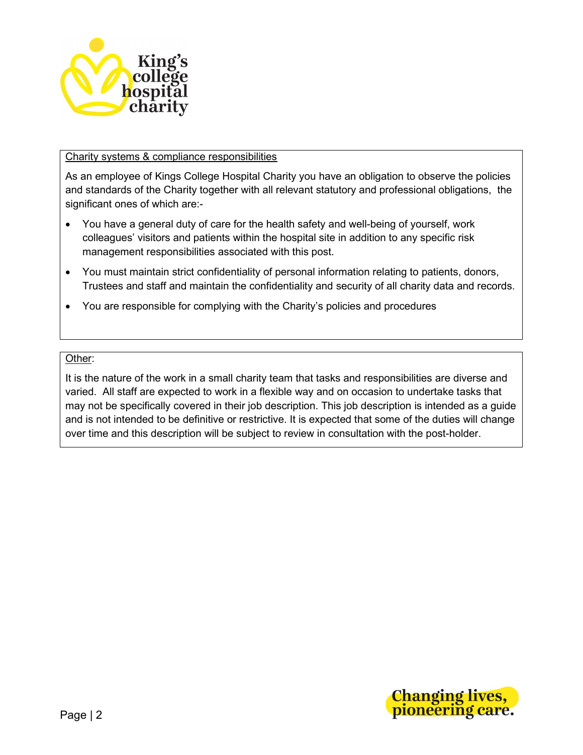<u>Charity systems & compliance responsibilities</u>

As an employee of Kings College Hospital Charity you have an obligation to observe the policies and standards of the Charity together with all relevant statutory and professional obligations, the significant ones of which are:-

- You have a general duty of care for the health safety and well-being of yourself, work colleagues' visitors and patients within the hospital site in addition to any specific risk management responsibilities associated with this post.
- You must maintain strict confidentiality of personal information relating to patients, donors, Trustees and staff and maintain the confidentiality and security of all charity data and records.
- You are responsible for complying with the Charity's policies and procedures

<u>Other</u>:

It is the nature of the work in a small charity team that tasks and responsibilities are diverse and varied. All staff are expected to work in a flexible way and on occasion to undertake tasks that may not be specifically covered in their job description. This job description is intended as a guide and is not intended to be definitive or restrictive. It is expected that some of the duties will change over time and this description will be subject to review in consultation with the post-holder.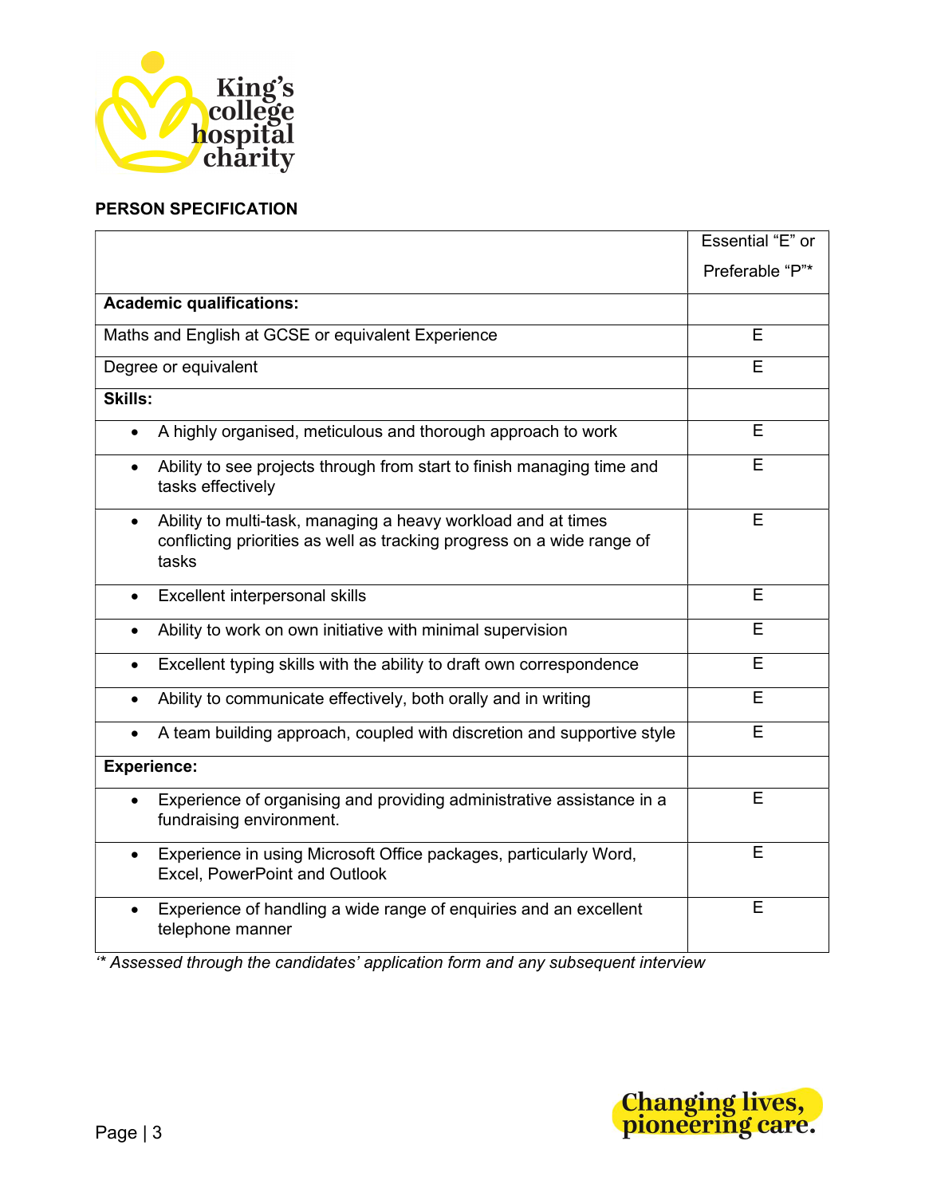**PERSON SPECIFICATION**

| | Essential "E" or Preferable "P"* |
|---|---|
| **Academic qualifications:** | |
| Maths and English at GCSE or equivalent Experience | E |
| Degree or equivalent | E |
| **Skills:** | |
| • A highly organised, meticulous and thorough approach to work | E |
| • Ability to see projects through from start to finish managing time and tasks effectively | E |
| • Ability to multi-task, managing a heavy workload and at times conflicting priorities as well as tracking progress on a wide range of tasks | E |
| • Excellent interpersonal skills | E |
| • Ability to work on own initiative with minimal supervision | E |
| • Excellent typing skills with the ability to draft own correspondence | E |
| • Ability to communicate effectively, both orally and in writing | E |
| • A team building approach, coupled with discretion and supportive style | E |
| **Experience:** | |
| • Experience of organising and providing administrative assistance in a fundraising environment. | E |
| • Experience in using Microsoft Office packages, particularly Word, Excel, PowerPoint and Outlook | E |
| • Experience of handling a wide range of enquiries and an excellent telephone manner | E |

*'* Assessed through the candidates' application form and any subsequent interview*

Changing lives, pioneering care.